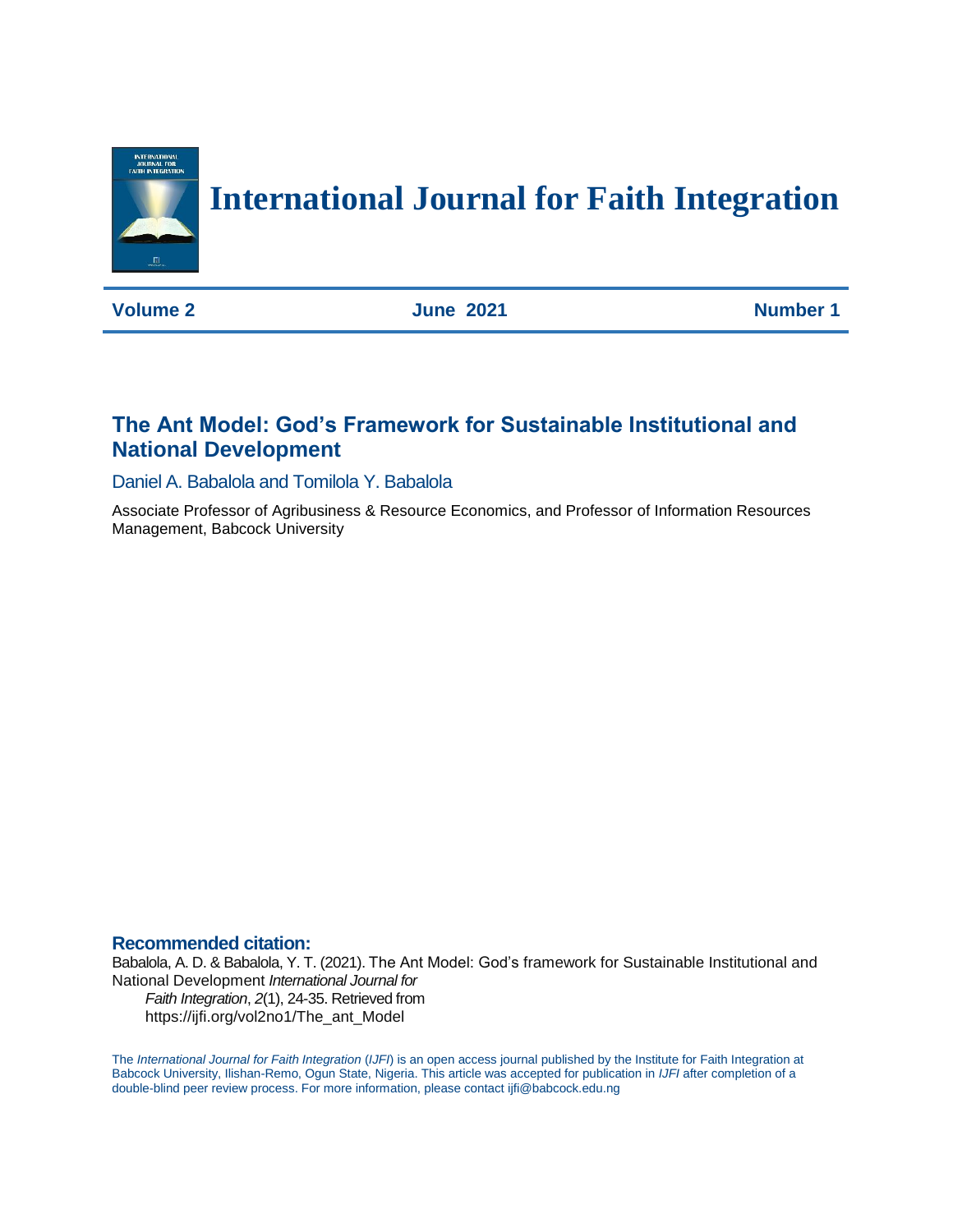# International Journal for Faith Integration

**Volume 2** **June 2021** **Number 1**

## The Ant Model: God's Framework for Sustainable Institutional and National Development

Daniel A. Babalola and Tomilola Y. Babalola

Associate Professor of Agribusiness & Resource Economics, and Professor of Information Resources Management, Babcock University

### Recommended citation:

Babalola, A. D. & Babalola, Y. T. (2021). The Ant Model: God's framework for Sustainable Institutional and National Development *International Journal for Faith Integration*, *2*(1), 24-35. Retrieved from https://ijfi.org/vol2no1/The_ant_Model

The *International Journal for Faith Integration* (*IJFI*) is an open access journal published by the Institute for Faith Integration at Babcock University, Ilishan-Remo, Ogun State, Nigeria. This article was accepted for publication in *IJFI* after completion of a double-blind peer review process. For more information, please contact ijfi@babcock.edu.ng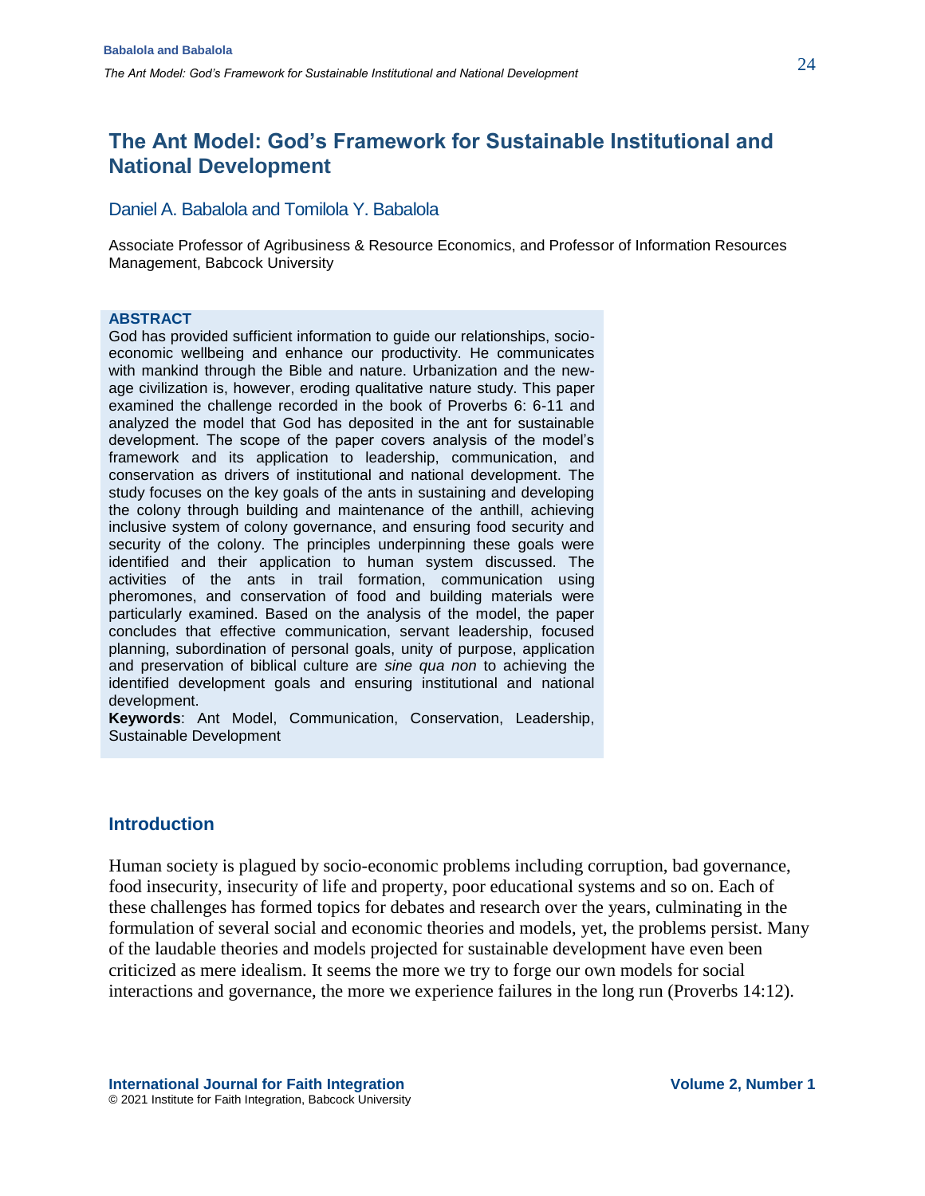# The Ant Model: God's Framework for Sustainable Institutional and National Development

Daniel A. Babalola and Tomilola Y. Babalola

Associate Professor of Agribusiness & Resource Economics, and Professor of Information Resources Management, Babcock University

**ABSTRACT**

God has provided sufficient information to guide our relationships, socio-economic wellbeing and enhance our productivity. He communicates with mankind through the Bible and nature. Urbanization and the new-age civilization is, however, eroding qualitative nature study. This paper examined the challenge recorded in the book of Proverbs 6: 6-11 and analyzed the model that God has deposited in the ant for sustainable development. The scope of the paper covers analysis of the model's framework and its application to leadership, communication, and conservation as drivers of institutional and national development. The study focuses on the key goals of the ants in sustaining and developing the colony through building and maintenance of the anthill, achieving inclusive system of colony governance, and ensuring food security and security of the colony. The principles underpinning these goals were identified and their application to human system discussed. The activities of the ants in trail formation, communication using pheromones, and conservation of food and building materials were particularly examined. Based on the analysis of the model, the paper concludes that effective communication, servant leadership, focused planning, subordination of personal goals, unity of purpose, application and preservation of biblical culture are *sine qua non* to achieving the identified development goals and ensuring institutional and national development.

**Keywords**: Ant Model, Communication, Conservation, Leadership, Sustainable Development

## Introduction

Human society is plagued by socio-economic problems including corruption, bad governance, food insecurity, insecurity of life and property, poor educational systems and so on. Each of these challenges has formed topics for debates and research over the years, culminating in the formulation of several social and economic theories and models, yet, the problems persist. Many of the laudable theories and models projected for sustainable development have even been criticized as mere idealism. It seems the more we try to forge our own models for social interactions and governance, the more we experience failures in the long run (Proverbs 14:12).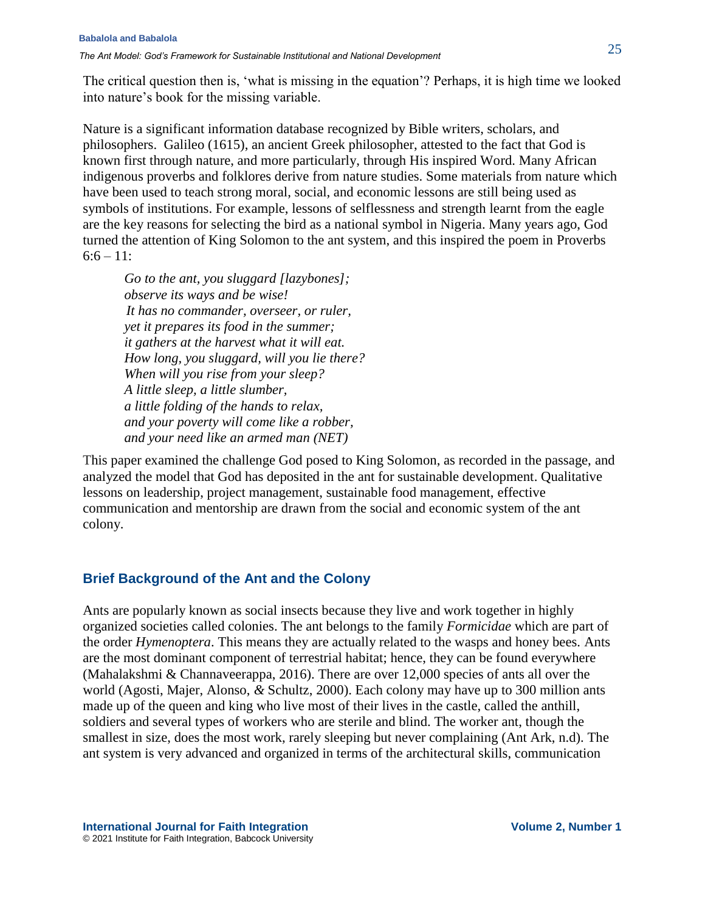The critical question then is, 'what is missing in the equation'? Perhaps, it is high time we looked into nature's book for the missing variable.

Nature is a significant information database recognized by Bible writers, scholars, and philosophers. Galileo (1615), an ancient Greek philosopher, attested to the fact that God is known first through nature, and more particularly, through His inspired Word. Many African indigenous proverbs and folklores derive from nature studies. Some materials from nature which have been used to teach strong moral, social, and economic lessons are still being used as symbols of institutions. For example, lessons of selflessness and strength learnt from the eagle are the key reasons for selecting the bird as a national symbol in Nigeria. Many years ago, God turned the attention of King Solomon to the ant system, and this inspired the poem in Proverbs 6:6 – 11:

> *Go to the ant, you sluggard [lazybones];*
> *observe its ways and be wise!*
> *It has no commander, overseer, or ruler,*
> *yet it prepares its food in the summer;*
> *it gathers at the harvest what it will eat.*
> *How long, you sluggard, will you lie there?*
> *When will you rise from your sleep?*
> *A little sleep, a little slumber,*
> *a little folding of the hands to relax,*
> *and your poverty will come like a robber,*
> *and your need like an armed man (NET)*

This paper examined the challenge God posed to King Solomon, as recorded in the passage, and analyzed the model that God has deposited in the ant for sustainable development. Qualitative lessons on leadership, project management, sustainable food management, effective communication and mentorship are drawn from the social and economic system of the ant colony.

## Brief Background of the Ant and the Colony

Ants are popularly known as social insects because they live and work together in highly organized societies called colonies. The ant belongs to the family *Formicidae* which are part of the order *Hymenoptera*. This means they are actually related to the wasps and honey bees. Ants are the most dominant component of terrestrial habitat; hence, they can be found everywhere (Mahalakshmi & Channaveerappa, 2016). There are over 12,000 species of ants all over the world (Agosti, Majer, Alonso, *&* Schultz, 2000). Each colony may have up to 300 million ants made up of the queen and king who live most of their lives in the castle, called the anthill, soldiers and several types of workers who are sterile and blind. The worker ant, though the smallest in size, does the most work, rarely sleeping but never complaining (Ant Ark, n.d). The ant system is very advanced and organized in terms of the architectural skills, communication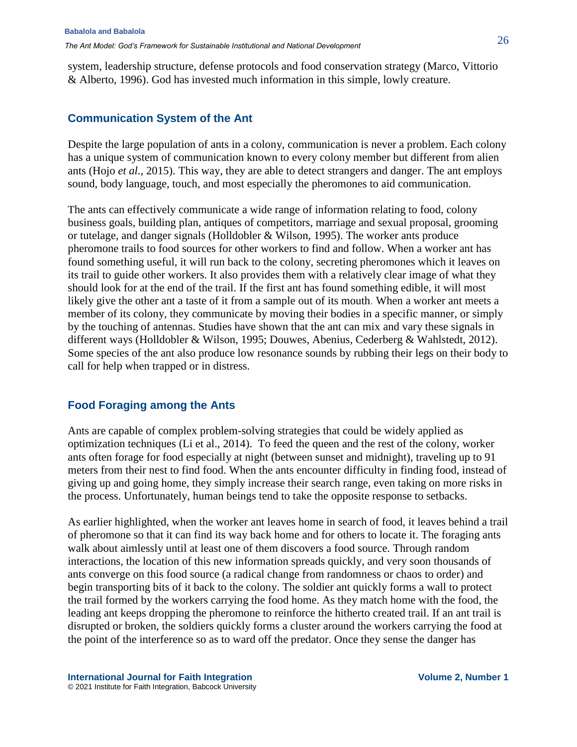system, leadership structure, defense protocols and food conservation strategy (Marco, Vittorio & Alberto, 1996). God has invested much information in this simple, lowly creature.

## Communication System of the Ant

Despite the large population of ants in a colony, communication is never a problem. Each colony has a unique system of communication known to every colony member but different from alien ants (Hojo *et al.*, 2015). This way, they are able to detect strangers and danger. The ant employs sound, body language, touch, and most especially the pheromones to aid communication.

The ants can effectively communicate a wide range of information relating to food, colony business goals, building plan, antiques of competitors, marriage and sexual proposal, grooming or tutelage, and danger signals (Holldobler & Wilson, 1995). The worker ants produce pheromone trails to food sources for other workers to find and follow. When a worker ant has found something useful, it will run back to the colony, secreting pheromones which it leaves on its trail to guide other workers. It also provides them with a relatively clear image of what they should look for at the end of the trail. If the first ant has found something edible, it will most likely give the other ant a taste of it from a sample out of its mouth. When a worker ant meets a member of its colony, they communicate by moving their bodies in a specific manner, or simply by the touching of antennas. Studies have shown that the ant can mix and vary these signals in different ways (Holldobler & Wilson, 1995; Douwes, Abenius, Cederberg & Wahlstedt, 2012). Some species of the ant also produce low resonance sounds by rubbing their legs on their body to call for help when trapped or in distress.

## Food Foraging among the Ants

Ants are capable of complex problem-solving strategies that could be widely applied as optimization techniques (Li et al., 2014). To feed the queen and the rest of the colony, worker ants often forage for food especially at night (between sunset and midnight), traveling up to 91 meters from their nest to find food. When the ants encounter difficulty in finding food, instead of giving up and going home, they simply increase their search range, even taking on more risks in the process. Unfortunately, human beings tend to take the opposite response to setbacks.

As earlier highlighted, when the worker ant leaves home in search of food, it leaves behind a trail of pheromone so that it can find its way back home and for others to locate it. The foraging ants walk about aimlessly until at least one of them discovers a food source. Through random interactions, the location of this new information spreads quickly, and very soon thousands of ants converge on this food source (a radical change from randomness or chaos to order) and begin transporting bits of it back to the colony. The soldier ant quickly forms a wall to protect the trail formed by the workers carrying the food home. As they match home with the food, the leading ant keeps dropping the pheromone to reinforce the hitherto created trail. If an ant trail is disrupted or broken, the soldiers quickly forms a cluster around the workers carrying the food at the point of the interference so as to ward off the predator. Once they sense the danger has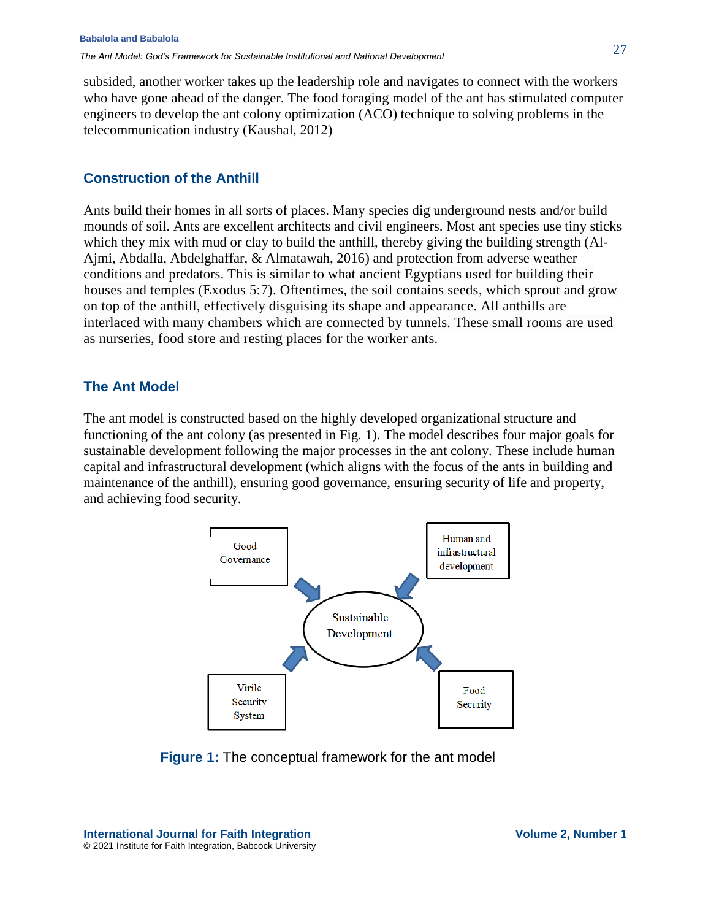subsided, another worker takes up the leadership role and navigates to connect with the workers who have gone ahead of the danger. The food foraging model of the ant has stimulated computer engineers to develop the ant colony optimization (ACO) technique to solving problems in the telecommunication industry (Kaushal, 2012)

## Construction of the Anthill

Ants build their homes in all sorts of places. Many species dig underground nests and/or build mounds of soil. Ants are excellent architects and civil engineers. Most ant species use tiny sticks which they mix with mud or clay to build the anthill, thereby giving the building strength (Al-Ajmi, Abdalla, Abdelghaffar, & Almatawah, 2016) and protection from adverse weather conditions and predators. This is similar to what ancient Egyptians used for building their houses and temples (Exodus 5:7). Oftentimes, the soil contains seeds, which sprout and grow on top of the anthill, effectively disguising its shape and appearance. All anthills are interlaced with many chambers which are connected by tunnels. These small rooms are used as nurseries, food store and resting places for the worker ants.

## The Ant Model

The ant model is constructed based on the highly developed organizational structure and functioning of the ant colony (as presented in Fig. 1). The model describes four major goals for sustainable development following the major processes in the ant colony. These include human capital and infrastructural development (which aligns with the focus of the ants in building and maintenance of the anthill), ensuring good governance, ensuring security of life and property, and achieving food security.

Good Governance → Sustainable Development
Human and infrastructural development → Sustainable Development
Virile Security System → Sustainable Development
Food Security → Sustainable Development

**Figure 1:** The conceptual framework for the ant model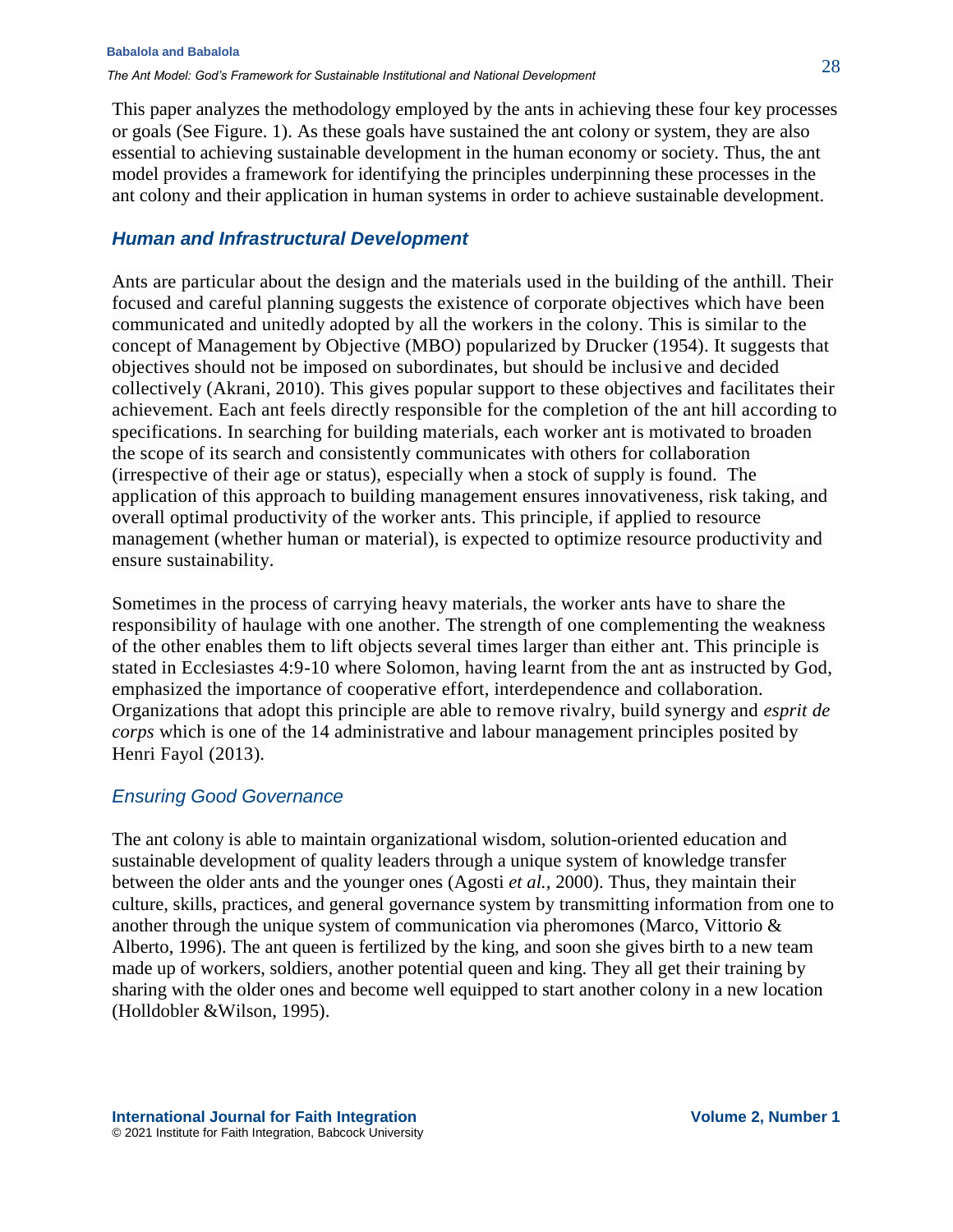This paper analyzes the methodology employed by the ants in achieving these four key processes or goals (See Figure. 1). As these goals have sustained the ant colony or system, they are also essential to achieving sustainable development in the human economy or society. Thus, the ant model provides a framework for identifying the principles underpinning these processes in the ant colony and their application in human systems in order to achieve sustainable development.

### *Human and Infrastructural Development*

Ants are particular about the design and the materials used in the building of the anthill. Their focused and careful planning suggests the existence of corporate objectives which have been communicated and unitedly adopted by all the workers in the colony. This is similar to the concept of Management by Objective (MBO) popularized by Drucker (1954). It suggests that objectives should not be imposed on subordinates, but should be inclusive and decided collectively (Akrani, 2010). This gives popular support to these objectives and facilitates their achievement. Each ant feels directly responsible for the completion of the ant hill according to specifications. In searching for building materials, each worker ant is motivated to broaden the scope of its search and consistently communicates with others for collaboration (irrespective of their age or status), especially when a stock of supply is found. The application of this approach to building management ensures innovativeness, risk taking, and overall optimal productivity of the worker ants. This principle, if applied to resource management (whether human or material), is expected to optimize resource productivity and ensure sustainability.

Sometimes in the process of carrying heavy materials, the worker ants have to share the responsibility of haulage with one another. The strength of one complementing the weakness of the other enables them to lift objects several times larger than either ant. This principle is stated in Ecclesiastes 4:9-10 where Solomon, having learnt from the ant as instructed by God, emphasized the importance of cooperative effort, interdependence and collaboration. Organizations that adopt this principle are able to remove rivalry, build synergy and *esprit de corps* which is one of the 14 administrative and labour management principles posited by Henri Fayol (2013).

### *Ensuring Good Governance*

The ant colony is able to maintain organizational wisdom, solution-oriented education and sustainable development of quality leaders through a unique system of knowledge transfer between the older ants and the younger ones (Agosti *et al.*, 2000). Thus, they maintain their culture, skills, practices, and general governance system by transmitting information from one to another through the unique system of communication via pheromones (Marco, Vittorio & Alberto, 1996). The ant queen is fertilized by the king, and soon she gives birth to a new team made up of workers, soldiers, another potential queen and king. They all get their training by sharing with the older ones and become well equipped to start another colony in a new location (Holldobler &Wilson, 1995).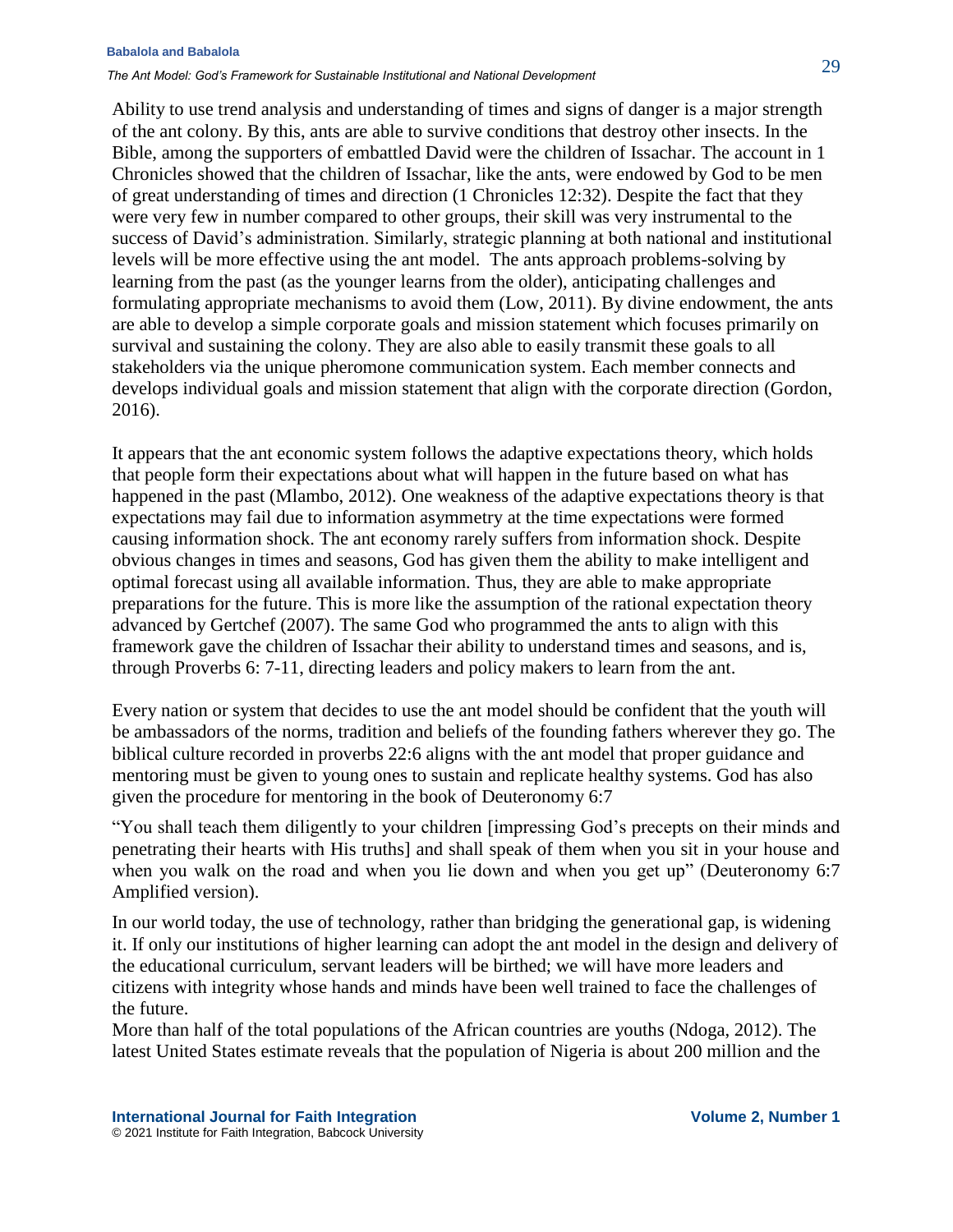Ability to use trend analysis and understanding of times and signs of danger is a major strength of the ant colony. By this, ants are able to survive conditions that destroy other insects. In the Bible, among the supporters of embattled David were the children of Issachar. The account in 1 Chronicles showed that the children of Issachar, like the ants, were endowed by God to be men of great understanding of times and direction (1 Chronicles 12:32). Despite the fact that they were very few in number compared to other groups, their skill was very instrumental to the success of David's administration. Similarly, strategic planning at both national and institutional levels will be more effective using the ant model. The ants approach problems-solving by learning from the past (as the younger learns from the older), anticipating challenges and formulating appropriate mechanisms to avoid them (Low, 2011). By divine endowment, the ants are able to develop a simple corporate goals and mission statement which focuses primarily on survival and sustaining the colony. They are also able to easily transmit these goals to all stakeholders via the unique pheromone communication system. Each member connects and develops individual goals and mission statement that align with the corporate direction (Gordon, 2016).

It appears that the ant economic system follows the adaptive expectations theory, which holds that people form their expectations about what will happen in the future based on what has happened in the past (Mlambo, 2012). One weakness of the adaptive expectations theory is that expectations may fail due to information asymmetry at the time expectations were formed causing information shock. The ant economy rarely suffers from information shock. Despite obvious changes in times and seasons, God has given them the ability to make intelligent and optimal forecast using all available information. Thus, they are able to make appropriate preparations for the future. This is more like the assumption of the rational expectation theory advanced by Gertchef (2007). The same God who programmed the ants to align with this framework gave the children of Issachar their ability to understand times and seasons, and is, through Proverbs 6: 7-11, directing leaders and policy makers to learn from the ant.

Every nation or system that decides to use the ant model should be confident that the youth will be ambassadors of the norms, tradition and beliefs of the founding fathers wherever they go. The biblical culture recorded in proverbs 22:6 aligns with the ant model that proper guidance and mentoring must be given to young ones to sustain and replicate healthy systems. God has also given the procedure for mentoring in the book of Deuteronomy 6:7

"You shall teach them diligently to your children [impressing God's precepts on their minds and penetrating their hearts with His truths] and shall speak of them when you sit in your house and when you walk on the road and when you lie down and when you get up" (Deuteronomy 6:7 Amplified version).

In our world today, the use of technology, rather than bridging the generational gap, is widening it. If only our institutions of higher learning can adopt the ant model in the design and delivery of the educational curriculum, servant leaders will be birthed; we will have more leaders and citizens with integrity whose hands and minds have been well trained to face the challenges of the future.

More than half of the total populations of the African countries are youths (Ndoga, 2012). The latest United States estimate reveals that the population of Nigeria is about 200 million and the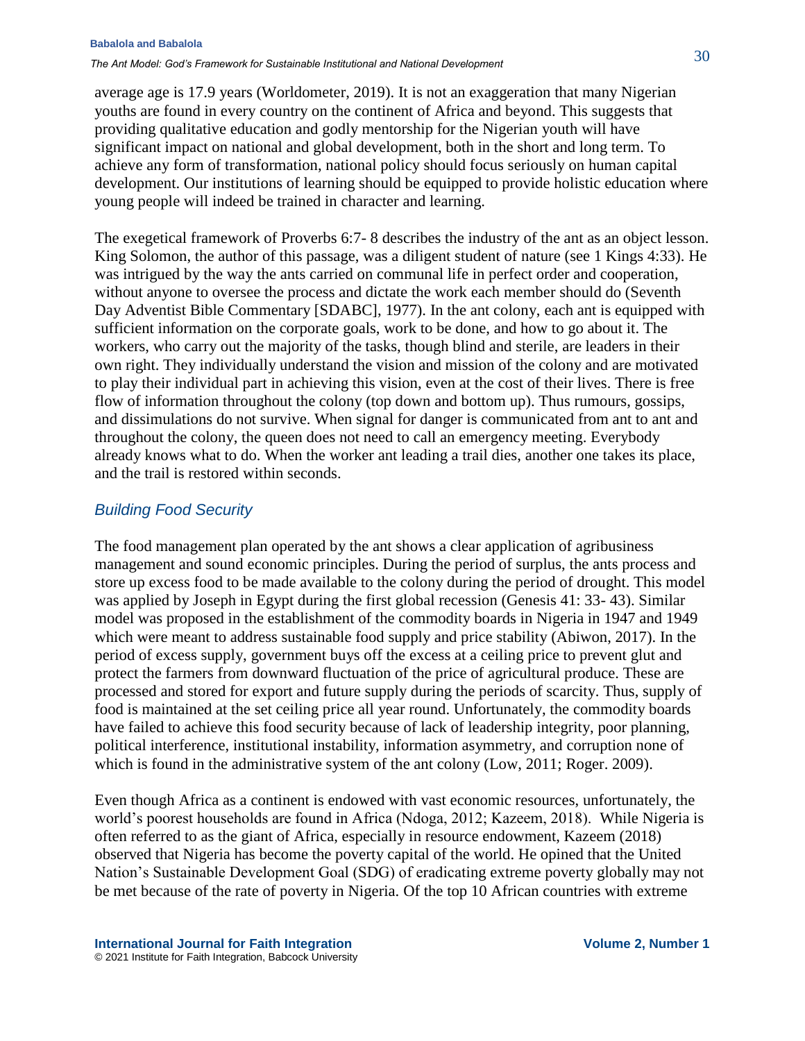average age is 17.9 years (Worldometer, 2019). It is not an exaggeration that many Nigerian youths are found in every country on the continent of Africa and beyond. This suggests that providing qualitative education and godly mentorship for the Nigerian youth will have significant impact on national and global development, both in the short and long term. To achieve any form of transformation, national policy should focus seriously on human capital development. Our institutions of learning should be equipped to provide holistic education where young people will indeed be trained in character and learning.

The exegetical framework of Proverbs 6:7- 8 describes the industry of the ant as an object lesson. King Solomon, the author of this passage, was a diligent student of nature (see 1 Kings 4:33). He was intrigued by the way the ants carried on communal life in perfect order and cooperation, without anyone to oversee the process and dictate the work each member should do (Seventh Day Adventist Bible Commentary [SDABC], 1977). In the ant colony, each ant is equipped with sufficient information on the corporate goals, work to be done, and how to go about it. The workers, who carry out the majority of the tasks, though blind and sterile, are leaders in their own right. They individually understand the vision and mission of the colony and are motivated to play their individual part in achieving this vision, even at the cost of their lives. There is free flow of information throughout the colony (top down and bottom up). Thus rumours, gossips, and dissimulations do not survive. When signal for danger is communicated from ant to ant and throughout the colony, the queen does not need to call an emergency meeting. Everybody already knows what to do. When the worker ant leading a trail dies, another one takes its place, and the trail is restored within seconds.

### *Building Food Security*

The food management plan operated by the ant shows a clear application of agribusiness management and sound economic principles. During the period of surplus, the ants process and store up excess food to be made available to the colony during the period of drought. This model was applied by Joseph in Egypt during the first global recession (Genesis 41: 33- 43). Similar model was proposed in the establishment of the commodity boards in Nigeria in 1947 and 1949 which were meant to address sustainable food supply and price stability (Abiwon, 2017). In the period of excess supply, government buys off the excess at a ceiling price to prevent glut and protect the farmers from downward fluctuation of the price of agricultural produce. These are processed and stored for export and future supply during the periods of scarcity. Thus, supply of food is maintained at the set ceiling price all year round. Unfortunately, the commodity boards have failed to achieve this food security because of lack of leadership integrity, poor planning, political interference, institutional instability, information asymmetry, and corruption none of which is found in the administrative system of the ant colony (Low, 2011; Roger. 2009).

Even though Africa as a continent is endowed with vast economic resources, unfortunately, the world's poorest households are found in Africa (Ndoga, 2012; Kazeem, 2018). While Nigeria is often referred to as the giant of Africa, especially in resource endowment, Kazeem (2018) observed that Nigeria has become the poverty capital of the world. He opined that the United Nation's Sustainable Development Goal (SDG) of eradicating extreme poverty globally may not be met because of the rate of poverty in Nigeria. Of the top 10 African countries with extreme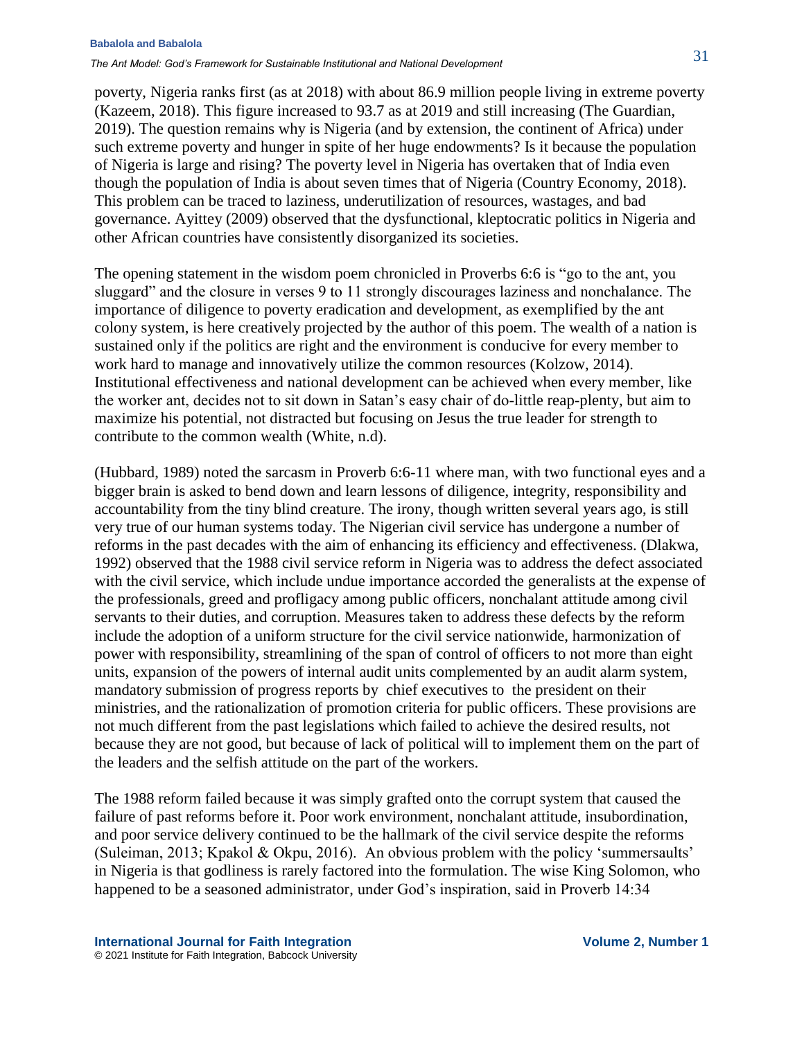poverty, Nigeria ranks first (as at 2018) with about 86.9 million people living in extreme poverty (Kazeem, 2018). This figure increased to 93.7 as at 2019 and still increasing (The Guardian, 2019). The question remains why is Nigeria (and by extension, the continent of Africa) under such extreme poverty and hunger in spite of her huge endowments? Is it because the population of Nigeria is large and rising? The poverty level in Nigeria has overtaken that of India even though the population of India is about seven times that of Nigeria (Country Economy, 2018). This problem can be traced to laziness, underutilization of resources, wastages, and bad governance. Ayittey (2009) observed that the dysfunctional, kleptocratic politics in Nigeria and other African countries have consistently disorganized its societies.

The opening statement in the wisdom poem chronicled in Proverbs 6:6 is "go to the ant, you sluggard" and the closure in verses 9 to 11 strongly discourages laziness and nonchalance. The importance of diligence to poverty eradication and development, as exemplified by the ant colony system, is here creatively projected by the author of this poem. The wealth of a nation is sustained only if the politics are right and the environment is conducive for every member to work hard to manage and innovatively utilize the common resources (Kolzow, 2014). Institutional effectiveness and national development can be achieved when every member, like the worker ant, decides not to sit down in Satan's easy chair of do-little reap-plenty, but aim to maximize his potential, not distracted but focusing on Jesus the true leader for strength to contribute to the common wealth (White, n.d).

(Hubbard, 1989) noted the sarcasm in Proverb 6:6-11 where man, with two functional eyes and a bigger brain is asked to bend down and learn lessons of diligence, integrity, responsibility and accountability from the tiny blind creature. The irony, though written several years ago, is still very true of our human systems today. The Nigerian civil service has undergone a number of reforms in the past decades with the aim of enhancing its efficiency and effectiveness. (Dlakwa, 1992) observed that the 1988 civil service reform in Nigeria was to address the defect associated with the civil service, which include undue importance accorded the generalists at the expense of the professionals, greed and profligacy among public officers, nonchalant attitude among civil servants to their duties, and corruption. Measures taken to address these defects by the reform include the adoption of a uniform structure for the civil service nationwide, harmonization of power with responsibility, streamlining of the span of control of officers to not more than eight units, expansion of the powers of internal audit units complemented by an audit alarm system, mandatory submission of progress reports by chief executives to the president on their ministries, and the rationalization of promotion criteria for public officers. These provisions are not much different from the past legislations which failed to achieve the desired results, not because they are not good, but because of lack of political will to implement them on the part of the leaders and the selfish attitude on the part of the workers.

The 1988 reform failed because it was simply grafted onto the corrupt system that caused the failure of past reforms before it. Poor work environment, nonchalant attitude, insubordination, and poor service delivery continued to be the hallmark of the civil service despite the reforms (Suleiman, 2013; Kpakol & Okpu, 2016). An obvious problem with the policy 'summersaults' in Nigeria is that godliness is rarely factored into the formulation. The wise King Solomon, who happened to be a seasoned administrator, under God's inspiration, said in Proverb 14:34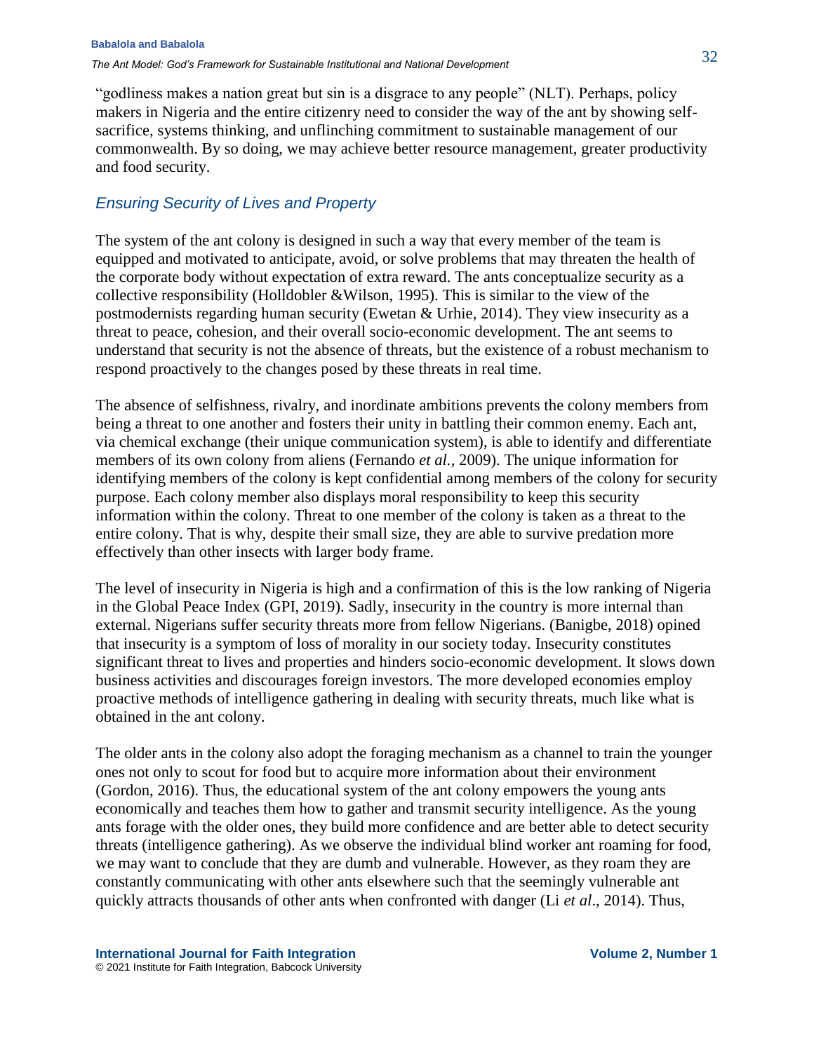"godliness makes a nation great but sin is a disgrace to any people" (NLT). Perhaps, policy makers in Nigeria and the entire citizenry need to consider the way of the ant by showing self-sacrifice, systems thinking, and unflinching commitment to sustainable management of our commonwealth. By so doing, we may achieve better resource management, greater productivity and food security.

### *Ensuring Security of Lives and Property*

The system of the ant colony is designed in such a way that every member of the team is equipped and motivated to anticipate, avoid, or solve problems that may threaten the health of the corporate body without expectation of extra reward. The ants conceptualize security as a collective responsibility (Holldobler &Wilson, 1995). This is similar to the view of the postmodernists regarding human security (Ewetan & Urhie, 2014). They view insecurity as a threat to peace, cohesion, and their overall socio-economic development. The ant seems to understand that security is not the absence of threats, but the existence of a robust mechanism to respond proactively to the changes posed by these threats in real time.

The absence of selfishness, rivalry, and inordinate ambitions prevents the colony members from being a threat to one another and fosters their unity in battling their common enemy. Each ant, via chemical exchange (their unique communication system), is able to identify and differentiate members of its own colony from aliens (Fernando *et al.,* 2009). The unique information for identifying members of the colony is kept confidential among members of the colony for security purpose. Each colony member also displays moral responsibility to keep this security information within the colony. Threat to one member of the colony is taken as a threat to the entire colony. That is why, despite their small size, they are able to survive predation more effectively than other insects with larger body frame.

The level of insecurity in Nigeria is high and a confirmation of this is the low ranking of Nigeria in the Global Peace Index (GPI, 2019). Sadly, insecurity in the country is more internal than external. Nigerians suffer security threats more from fellow Nigerians. (Banigbe, 2018) opined that insecurity is a symptom of loss of morality in our society today. Insecurity constitutes significant threat to lives and properties and hinders socio-economic development. It slows down business activities and discourages foreign investors. The more developed economies employ proactive methods of intelligence gathering in dealing with security threats, much like what is obtained in the ant colony.

The older ants in the colony also adopt the foraging mechanism as a channel to train the younger ones not only to scout for food but to acquire more information about their environment (Gordon, 2016). Thus, the educational system of the ant colony empowers the young ants economically and teaches them how to gather and transmit security intelligence. As the young ants forage with the older ones, they build more confidence and are better able to detect security threats (intelligence gathering). As we observe the individual blind worker ant roaming for food, we may want to conclude that they are dumb and vulnerable. However, as they roam they are constantly communicating with other ants elsewhere such that the seemingly vulnerable ant quickly attracts thousands of other ants when confronted with danger (Li *et al*., 2014). Thus,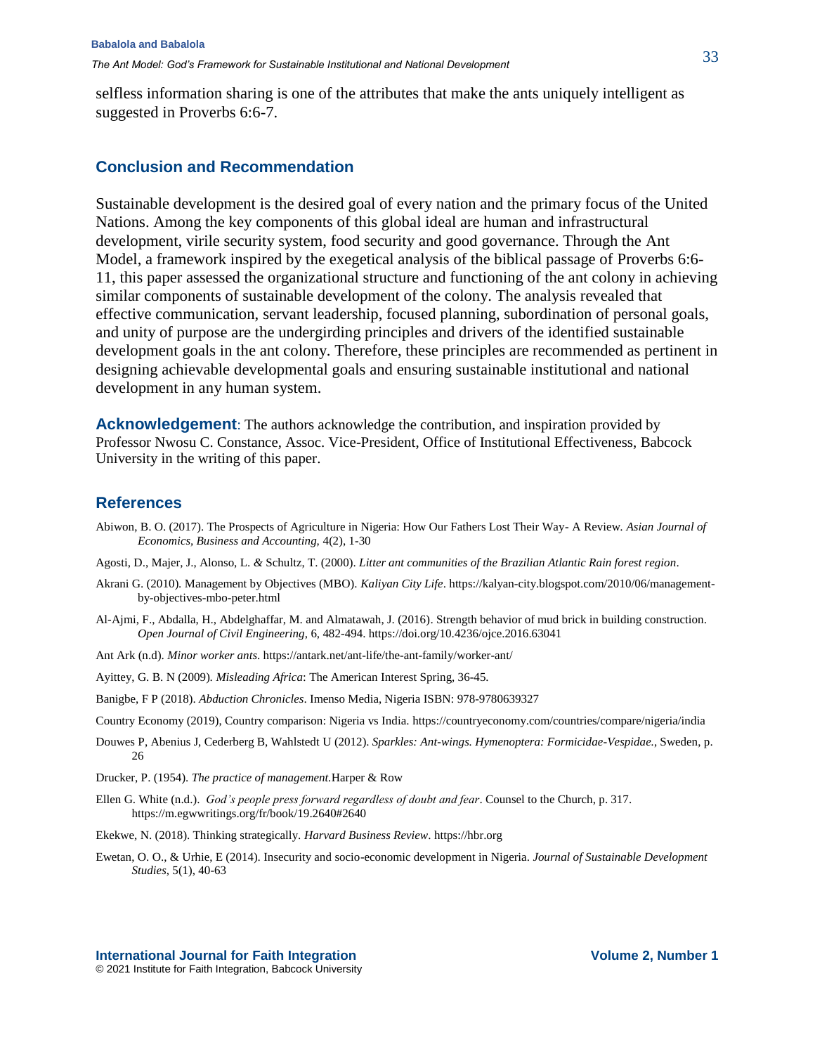selfless information sharing is one of the attributes that make the ants uniquely intelligent as suggested in Proverbs 6:6-7.

## Conclusion and Recommendation

Sustainable development is the desired goal of every nation and the primary focus of the United Nations. Among the key components of this global ideal are human and infrastructural development, virile security system, food security and good governance. Through the Ant Model, a framework inspired by the exegetical analysis of the biblical passage of Proverbs 6:6-11, this paper assessed the organizational structure and functioning of the ant colony in achieving similar components of sustainable development of the colony. The analysis revealed that effective communication, servant leadership, focused planning, subordination of personal goals, and unity of purpose are the undergirding principles and drivers of the identified sustainable development goals in the ant colony. Therefore, these principles are recommended as pertinent in designing achievable developmental goals and ensuring sustainable institutional and national development in any human system.

**Acknowledgement**: The authors acknowledge the contribution, and inspiration provided by Professor Nwosu C. Constance, Assoc. Vice-President, Office of Institutional Effectiveness, Babcock University in the writing of this paper.

## References

Abiwon, B. O. (2017). The Prospects of Agriculture in Nigeria: How Our Fathers Lost Their Way- A Review. *Asian Journal of Economics, Business and Accounting,* 4(2), 1-30

Agosti, D., Majer, J., Alonso, L. & Schultz, T. (2000). *Litter ant communities of the Brazilian Atlantic Rain forest region*.

Akrani G. (2010). Management by Objectives (MBO). *Kaliyan City Life*. https://kalyan-city.blogspot.com/2010/06/management-by-objectives-mbo-peter.html

Al-Ajmi, F., Abdalla, H., Abdelghaffar, M. and Almatawah, J. (2016). Strength behavior of mud brick in building construction. *Open Journal of Civil Engineering*, 6, 482-494. https://doi.org/10.4236/ojce.2016.63041

Ant Ark (n.d). *Minor worker ants*. https://antark.net/ant-life/the-ant-family/worker-ant/

Ayittey, G. B. N (2009). *Misleading Africa*: The American Interest Spring, 36-45.

Banigbe, F P (2018). *Abduction Chronicles*. Imenso Media, Nigeria ISBN: 978-9780639327

Country Economy (2019), Country comparison: Nigeria vs India. https://countryeconomy.com/countries/compare/nigeria/india

Douwes P, Abenius J, Cederberg B, Wahlstedt U (2012). *Sparkles: Ant-wings. Hymenoptera: Formicidae-Vespidae.*, Sweden, p. 26

Drucker, P. (1954). *The practice of management.*Harper & Row

Ellen G. White (n.d.). *God's people press forward regardless of doubt and fear*. Counsel to the Church, p. 317. https://m.egwwritings.org/fr/book/19.2640#2640

Ekekwe, N. (2018). Thinking strategically. *Harvard Business Review*. https://hbr.org

Ewetan, O. O., & Urhie, E (2014). Insecurity and socio-economic development in Nigeria. *Journal of Sustainable Development Studies*, 5(1), 40-63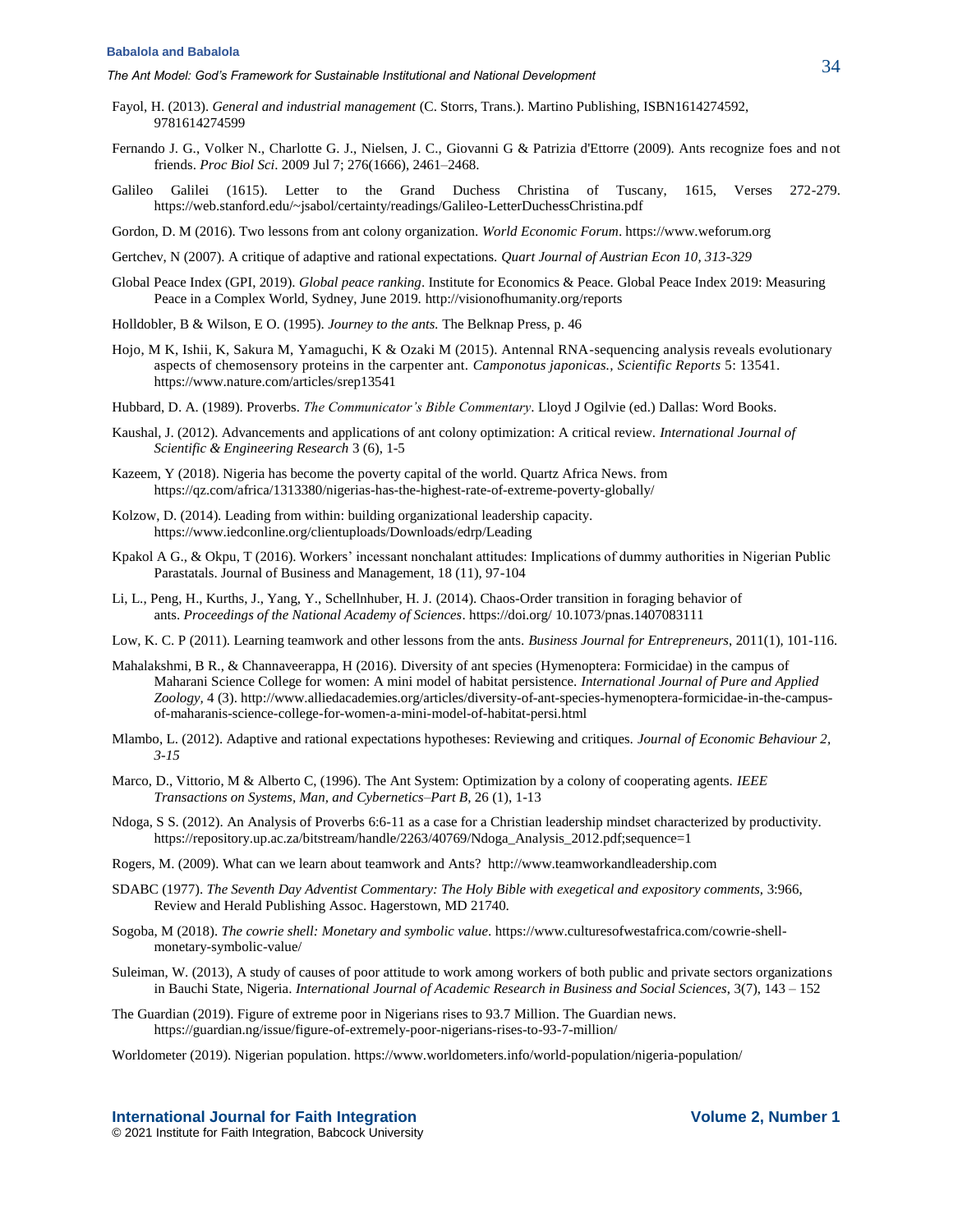Fayol, H. (2013). *General and industrial management* (C. Storrs, Trans.). Martino Publishing, ISBN1614274592, 9781614274599

Fernando J. G., Volker N., Charlotte G. J., Nielsen, J. C., Giovanni G & Patrizia d'Ettorre (2009). Ants recognize foes and not friends. *Proc Biol Sci*. 2009 Jul 7; 276(1666), 2461–2468.

Galileo Galilei (1615). Letter to the Grand Duchess Christina of Tuscany, 1615, Verses 272-279. https://web.stanford.edu/~jsabol/certainty/readings/Galileo-LetterDuchessChristina.pdf

Gordon, D. M (2016). Two lessons from ant colony organization. *World Economic Forum*. https://www.weforum.org

Gertchev, N (2007). A critique of adaptive and rational expectations. *Quart Journal of Austrian Econ 10, 313-329*

Global Peace Index (GPI, 2019). *Global peace ranking*. Institute for Economics & Peace. Global Peace Index 2019: Measuring Peace in a Complex World, Sydney, June 2019. http://visionofhumanity.org/reports

Holldobler, B & Wilson, E O. (1995). *Journey to the ants.* The Belknap Press, p. 46

Hojo, M K, Ishii, K, Sakura M, Yamaguchi, K & Ozaki M (2015). Antennal RNA-sequencing analysis reveals evolutionary aspects of chemosensory proteins in the carpenter ant. *Camponotus japonicas., Scientific Reports* 5: 13541. https://www.nature.com/articles/srep13541

Hubbard, D. A. (1989). Proverbs. *The Communicator's Bible Commentary*. Lloyd J Ogilvie (ed.) Dallas: Word Books.

Kaushal, J. (2012). Advancements and applications of ant colony optimization: A critical review. *International Journal of Scientific & Engineering Research* 3 (6), 1-5

Kazeem, Y (2018). Nigeria has become the poverty capital of the world. Quartz Africa News. from https://qz.com/africa/1313380/nigerias-has-the-highest-rate-of-extreme-poverty-globally/

Kolzow, D. (2014). Leading from within: building organizational leadership capacity. https://www.iedconline.org/clientuploads/Downloads/edrp/Leading

Kpakol A G., & Okpu, T (2016). Workers' incessant nonchalant attitudes: Implications of dummy authorities in Nigerian Public Parastatals. Journal of Business and Management, 18 (11), 97-104

Li, L., Peng, H., Kurths, J., Yang, Y., Schellnhuber, H. J. (2014). Chaos-Order transition in foraging behavior of ants. *Proceedings of the National Academy of Sciences*. https://doi.org/ 10.1073/pnas.1407083111

Low, K. C. P (2011). Learning teamwork and other lessons from the ants. *Business Journal for Entrepreneurs*, 2011(1), 101-116.

Mahalakshmi, B R., & Channaveerappa, H (2016). Diversity of ant species (Hymenoptera: Formicidae) in the campus of Maharani Science College for women: A mini model of habitat persistence. *International Journal of Pure and Applied Zoology*, 4 (3). http://www.alliedacademies.org/articles/diversity-of-ant-species-hymenoptera-formicidae-in-the-campus-of-maharanis-science-college-for-women-a-mini-model-of-habitat-persi.html

Mlambo, L. (2012). Adaptive and rational expectations hypotheses: Reviewing and critiques. *Journal of Economic Behaviour 2, 3-15*

Marco, D., Vittorio, M & Alberto C, (1996). The Ant System: Optimization by a colony of cooperating agents. *IEEE Transactions on Systems, Man, and Cybernetics–Part B*, 26 (1), 1-13

Ndoga, S S. (2012). An Analysis of Proverbs 6:6-11 as a case for a Christian leadership mindset characterized by productivity. https://repository.up.ac.za/bitstream/handle/2263/40769/Ndoga_Analysis_2012.pdf;sequence=1

Rogers, M. (2009). What can we learn about teamwork and Ants? http://www.teamworkandleadership.com

SDABC (1977). *The Seventh Day Adventist Commentary: The Holy Bible with exegetical and expository comments,* 3:966, Review and Herald Publishing Assoc. Hagerstown, MD 21740.

Sogoba, M (2018). *The cowrie shell: Monetary and symbolic value*. https://www.culturesofwestafrica.com/cowrie-shell-monetary-symbolic-value/

Suleiman, W. (2013), A study of causes of poor attitude to work among workers of both public and private sectors organizations in Bauchi State, Nigeria. *International Journal of Academic Research in Business and Social Sciences*, 3(7), 143 – 152

The Guardian (2019). Figure of extreme poor in Nigerians rises to 93.7 Million. The Guardian news. https://guardian.ng/issue/figure-of-extremely-poor-nigerians-rises-to-93-7-million/

Worldometer (2019). Nigerian population. https://www.worldometers.info/world-population/nigeria-population/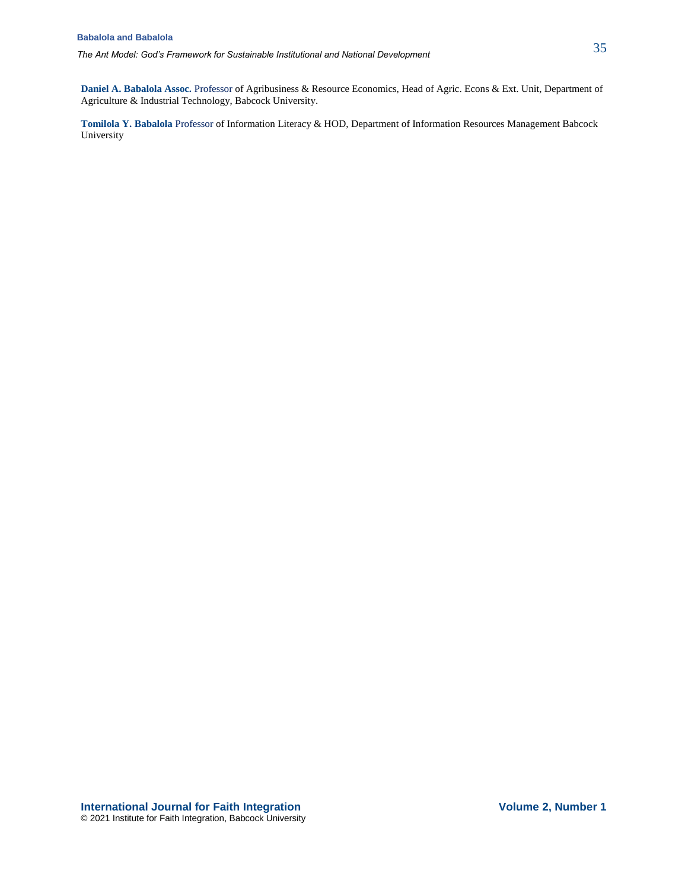**Daniel A. Babalola Assoc.** Professor of Agribusiness & Resource Economics, Head of Agric. Econs & Ext. Unit, Department of Agriculture & Industrial Technology, Babcock University.

**Tomilola Y. Babalola** Professor of Information Literacy & HOD, Department of Information Resources Management Babcock University